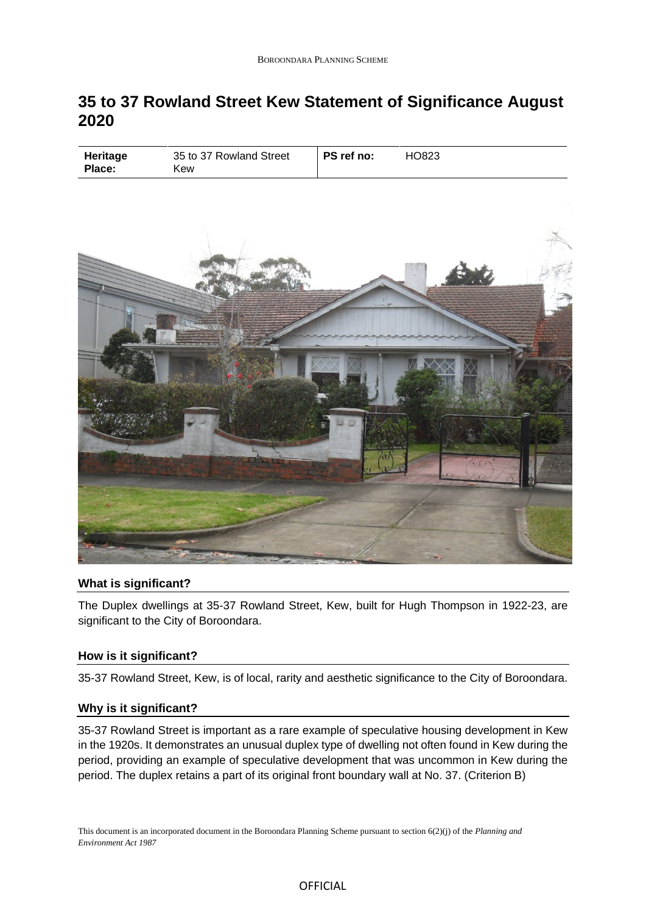# 35 to 37 Rowland Street Kew Statement of Significance August 2020

| Heritage Place: | 35 to 37 Rowland Street Kew | PS ref no: | HO823 |
|---|---|---|---|

## What is significant?

The Duplex dwellings at 35-37 Rowland Street, Kew, built for Hugh Thompson in 1922-23, are significant to the City of Boroondara.

## How is it significant?

35-37 Rowland Street, Kew, is of local, rarity and aesthetic significance to the City of Boroondara.

## Why is it significant?

35-37 Rowland Street is important as a rare example of speculative housing development in Kew in the 1920s. It demonstrates an unusual duplex type of dwelling not often found in Kew during the period, providing an example of speculative development that was uncommon in Kew during the period. The duplex retains a part of its original front boundary wall at No. 37. (Criterion B)

This document is an incorporated document in the Boroondara Planning Scheme pursuant to section 6(2)(j) of the *Planning and Environment Act 1987*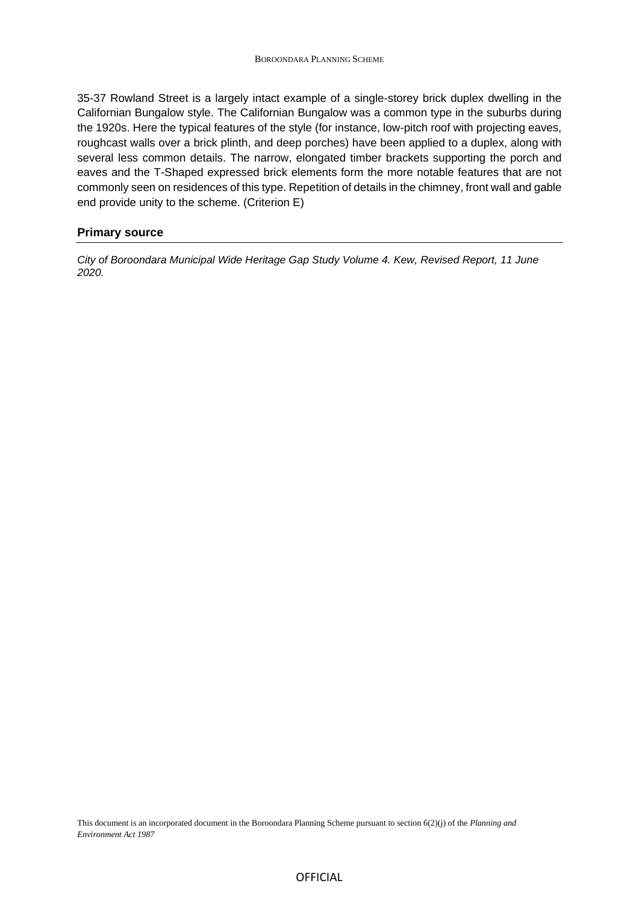35-37 Rowland Street is a largely intact example of a single-storey brick duplex dwelling in the Californian Bungalow style. The Californian Bungalow was a common type in the suburbs during the 1920s. Here the typical features of the style (for instance, low-pitch roof with projecting eaves, roughcast walls over a brick plinth, and deep porches) have been applied to a duplex, along with several less common details. The narrow, elongated timber brackets supporting the porch and eaves and the T-Shaped expressed brick elements form the more notable features that are not commonly seen on residences of this type. Repetition of details in the chimney, front wall and gable end provide unity to the scheme. (Criterion E)

## Primary source

*City of Boroondara Municipal Wide Heritage Gap Study Volume 4. Kew, Revised Report, 11 June 2020.*

This document is an incorporated document in the Boroondara Planning Scheme pursuant to section 6(2)(j) of the *Planning and Environment Act 1987*